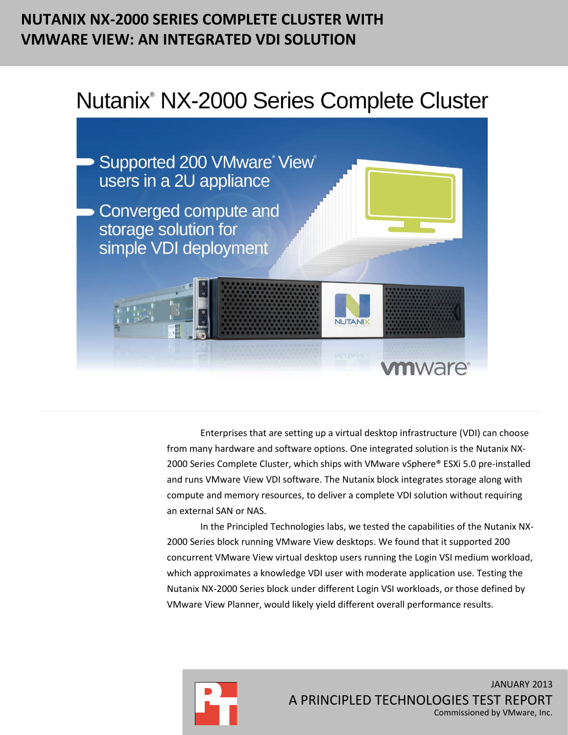# NUTANIX NX-2000 SERIES COMPLETE CLUSTER WITH VMWARE VIEW: AN INTEGRATED VDI SOLUTION

## Nutanix® NX-2000 Series Complete Cluster

- Supported 200 VMware® View® users in a 2U appliance
- Converged compute and storage solution for simple VDI deployment

Enterprises that are setting up a virtual desktop infrastructure (VDI) can choose from many hardware and software options. One integrated solution is the Nutanix NX-2000 Series Complete Cluster, which ships with VMware vSphere® ESXi 5.0 pre-installed and runs VMware View VDI software. The Nutanix block integrates storage along with compute and memory resources, to deliver a complete VDI solution without requiring an external SAN or NAS.

In the Principled Technologies labs, we tested the capabilities of the Nutanix NX-2000 Series block running VMware View desktops. We found that it supported 200 concurrent VMware View virtual desktop users running the Login VSI medium workload, which approximates a knowledge VDI user with moderate application use. Testing the Nutanix NX-2000 Series block under different Login VSI workloads, or those defined by VMware View Planner, would likely yield different overall performance results.

JANUARY 2013

A PRINCIPLED TECHNOLOGIES TEST REPORT

Commissioned by VMware, Inc.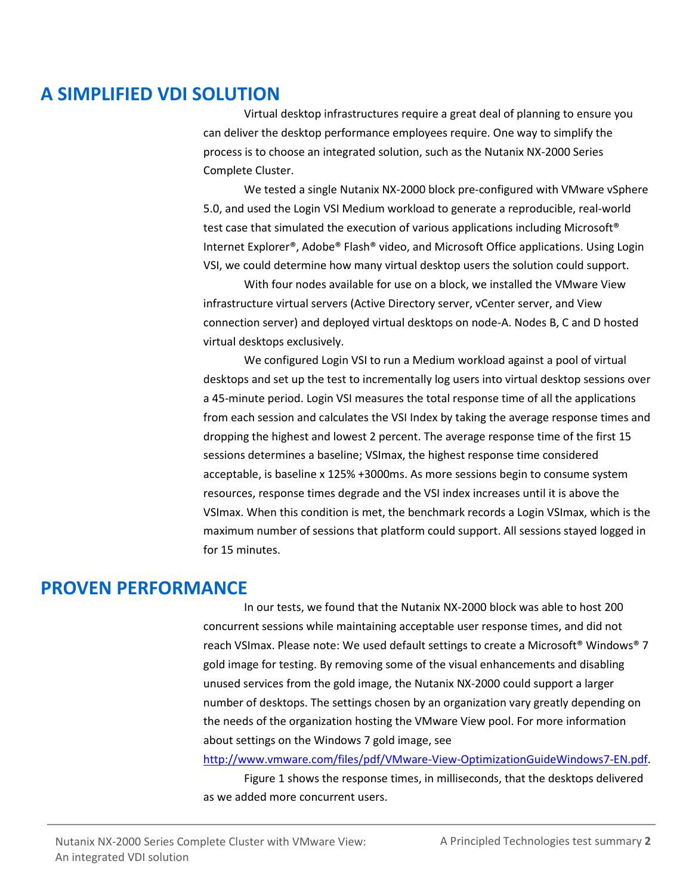## A SIMPLIFIED VDI SOLUTION

Virtual desktop infrastructures require a great deal of planning to ensure you can deliver the desktop performance employees require. One way to simplify the process is to choose an integrated solution, such as the Nutanix NX-2000 Series Complete Cluster.

We tested a single Nutanix NX-2000 block pre-configured with VMware vSphere 5.0, and used the Login VSI Medium workload to generate a reproducible, real-world test case that simulated the execution of various applications including Microsoft® Internet Explorer®, Adobe® Flash® video, and Microsoft Office applications. Using Login VSI, we could determine how many virtual desktop users the solution could support.

With four nodes available for use on a block, we installed the VMware View infrastructure virtual servers (Active Directory server, vCenter server, and View connection server) and deployed virtual desktops on node-A. Nodes B, C and D hosted virtual desktops exclusively.

We configured Login VSI to run a Medium workload against a pool of virtual desktops and set up the test to incrementally log users into virtual desktop sessions over a 45-minute period. Login VSI measures the total response time of all the applications from each session and calculates the VSI Index by taking the average response times and dropping the highest and lowest 2 percent. The average response time of the first 15 sessions determines a baseline; VSImax, the highest response time considered acceptable, is baseline x 125% +3000ms. As more sessions begin to consume system resources, response times degrade and the VSI index increases until it is above the VSImax. When this condition is met, the benchmark records a Login VSImax, which is the maximum number of sessions that platform could support. All sessions stayed logged in for 15 minutes.

## PROVEN PERFORMANCE

In our tests, we found that the Nutanix NX-2000 block was able to host 200 concurrent sessions while maintaining acceptable user response times, and did not reach VSImax. Please note: We used default settings to create a Microsoft® Windows® 7 gold image for testing. By removing some of the visual enhancements and disabling unused services from the gold image, the Nutanix NX-2000 could support a larger number of desktops. The settings chosen by an organization vary greatly depending on the needs of the organization hosting the VMware View pool. For more information about settings on the Windows 7 gold image, see [http://www.vmware.com/files/pdf/VMware-View-OptimizationGuideWindows7-EN.pdf](http://www.vmware.com/files/pdf/VMware-View-OptimizationGuideWindows7-EN.pdf).

Figure 1 shows the response times, in milliseconds, that the desktops delivered as we added more concurrent users.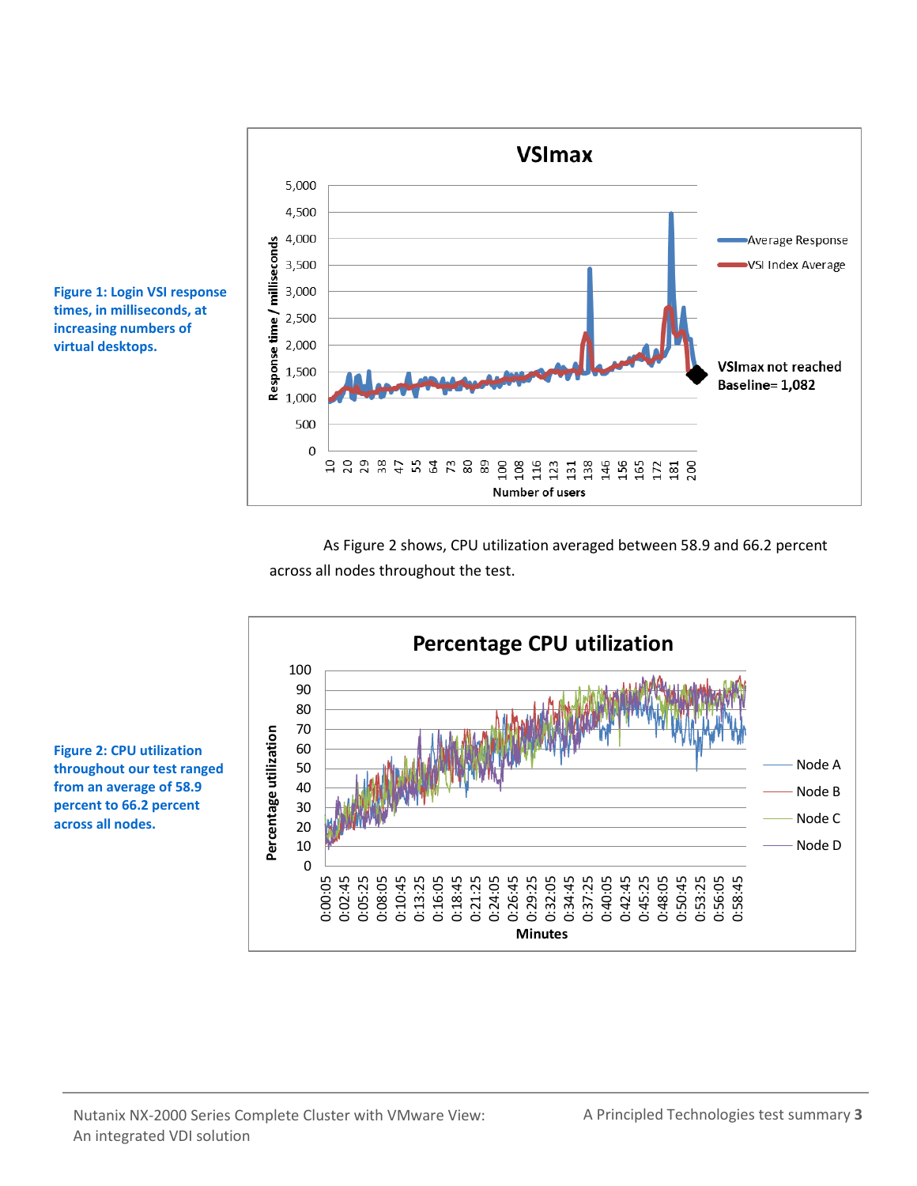Figure 1: Login VSI response times, in milliseconds, at increasing numbers of virtual desktops.

As Figure 2 shows, CPU utilization averaged between 58.9 and 66.2 percent across all nodes throughout the test.

Figure 2: CPU utilization throughout our test ranged from an average of 58.9 percent to 66.2 percent across all nodes.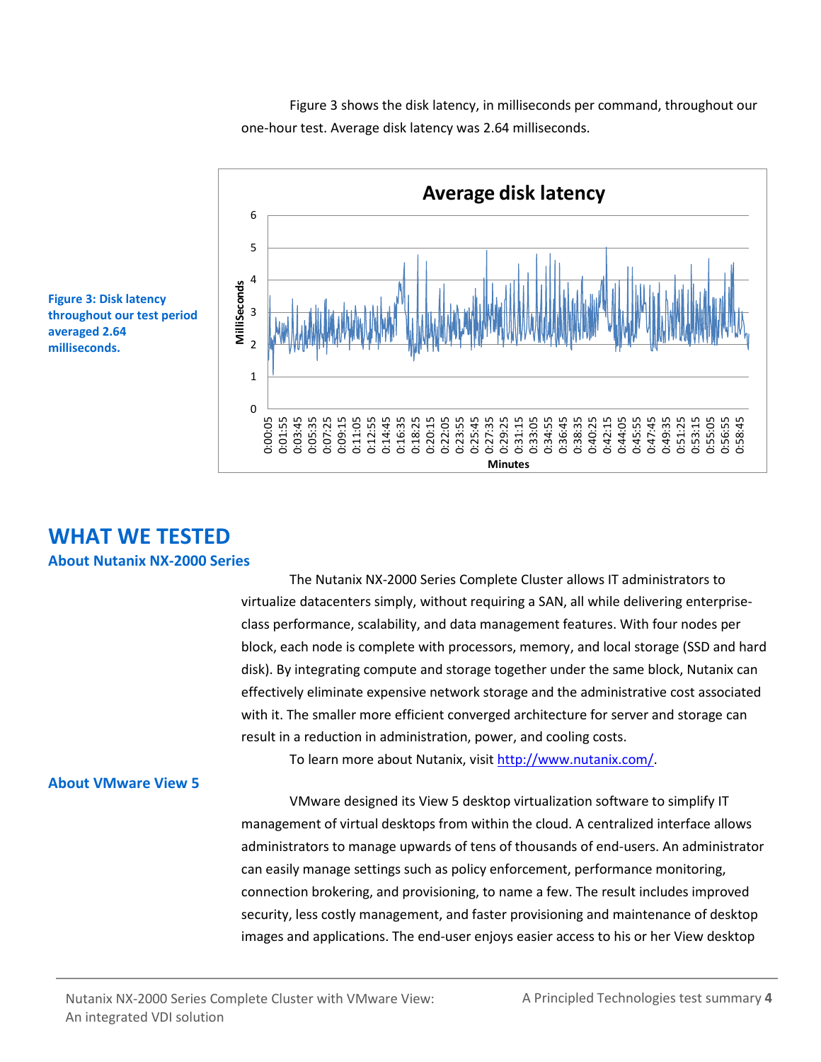Figure 3 shows the disk latency, in milliseconds per command, throughout our one-hour test. Average disk latency was 2.64 milliseconds.

**Figure 3: Disk latency throughout our test period averaged 2.64 milliseconds.**

## WHAT WE TESTED

### About Nutanix NX-2000 Series

The Nutanix NX-2000 Series Complete Cluster allows IT administrators to virtualize datacenters simply, without requiring a SAN, all while delivering enterprise-class performance, scalability, and data management features. With four nodes per block, each node is complete with processors, memory, and local storage (SSD and hard disk). By integrating compute and storage together under the same block, Nutanix can effectively eliminate expensive network storage and the administrative cost associated with it. The smaller more efficient converged architecture for server and storage can result in a reduction in administration, power, and cooling costs.

To learn more about Nutanix, visit http://www.nutanix.com/.

### About VMware View 5

VMware designed its View 5 desktop virtualization software to simplify IT management of virtual desktops from within the cloud. A centralized interface allows administrators to manage upwards of tens of thousands of end-users. An administrator can easily manage settings such as policy enforcement, performance monitoring, connection brokering, and provisioning, to name a few. The result includes improved security, less costly management, and faster provisioning and maintenance of desktop images and applications. The end-user enjoys easier access to his or her View desktop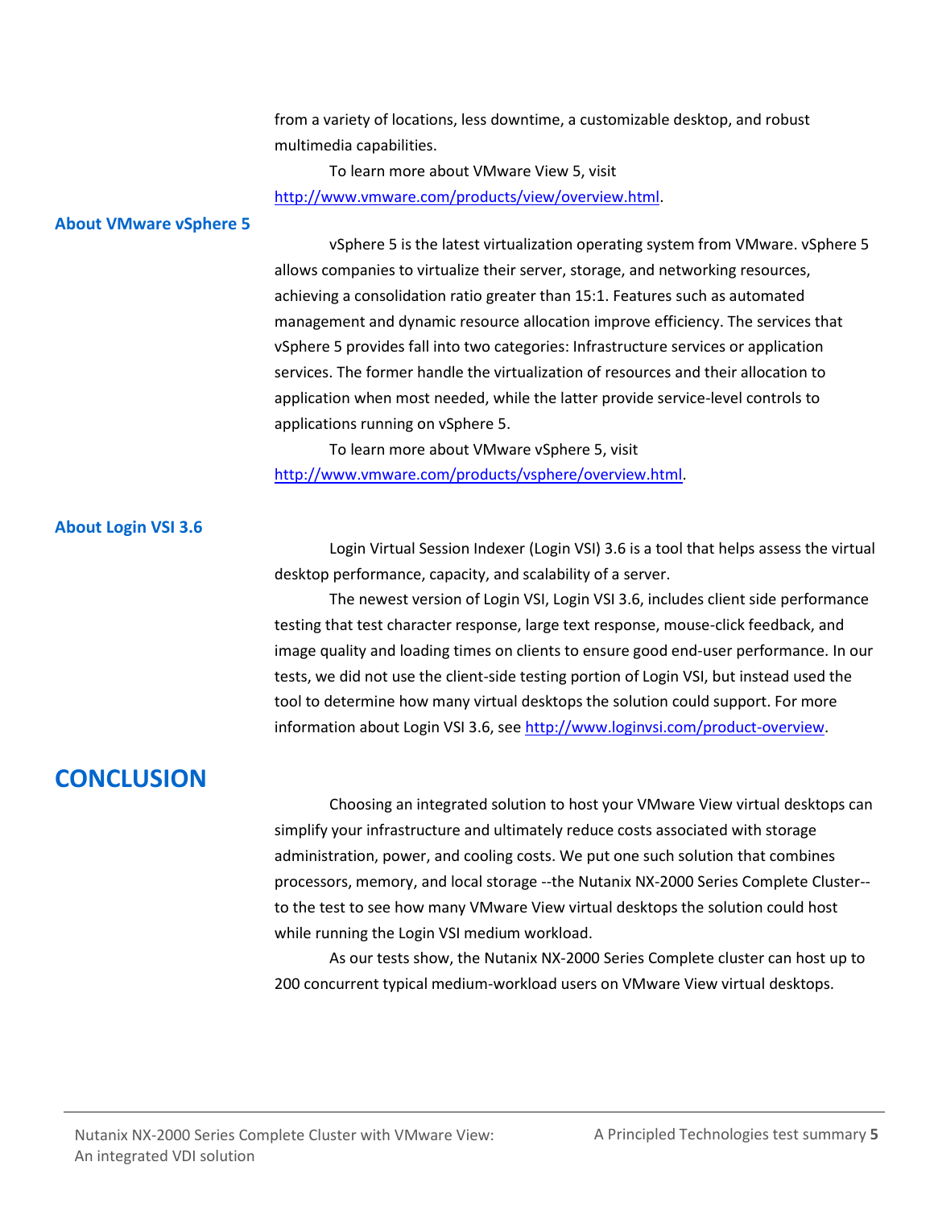from a variety of locations, less downtime, a customizable desktop, and robust multimedia capabilities.

To learn more about VMware View 5, visit http://www.vmware.com/products/view/overview.html.

### About VMware vSphere 5

vSphere 5 is the latest virtualization operating system from VMware. vSphere 5 allows companies to virtualize their server, storage, and networking resources, achieving a consolidation ratio greater than 15:1. Features such as automated management and dynamic resource allocation improve efficiency. The services that vSphere 5 provides fall into two categories: Infrastructure services or application services. The former handle the virtualization of resources and their allocation to application when most needed, while the latter provide service-level controls to applications running on vSphere 5.

To learn more about VMware vSphere 5, visit http://www.vmware.com/products/vsphere/overview.html.

### About Login VSI 3.6

Login Virtual Session Indexer (Login VSI) 3.6 is a tool that helps assess the virtual desktop performance, capacity, and scalability of a server.

The newest version of Login VSI, Login VSI 3.6, includes client side performance testing that test character response, large text response, mouse-click feedback, and image quality and loading times on clients to ensure good end-user performance. In our tests, we did not use the client-side testing portion of Login VSI, but instead used the tool to determine how many virtual desktops the solution could support. For more information about Login VSI 3.6, see http://www.loginvsi.com/product-overview.

## CONCLUSION

Choosing an integrated solution to host your VMware View virtual desktops can simplify your infrastructure and ultimately reduce costs associated with storage administration, power, and cooling costs. We put one such solution that combines processors, memory, and local storage --the Nutanix NX-2000 Series Complete Cluster-- to the test to see how many VMware View virtual desktops the solution could host while running the Login VSI medium workload.

As our tests show, the Nutanix NX-2000 Series Complete cluster can host up to 200 concurrent typical medium-workload users on VMware View virtual desktops.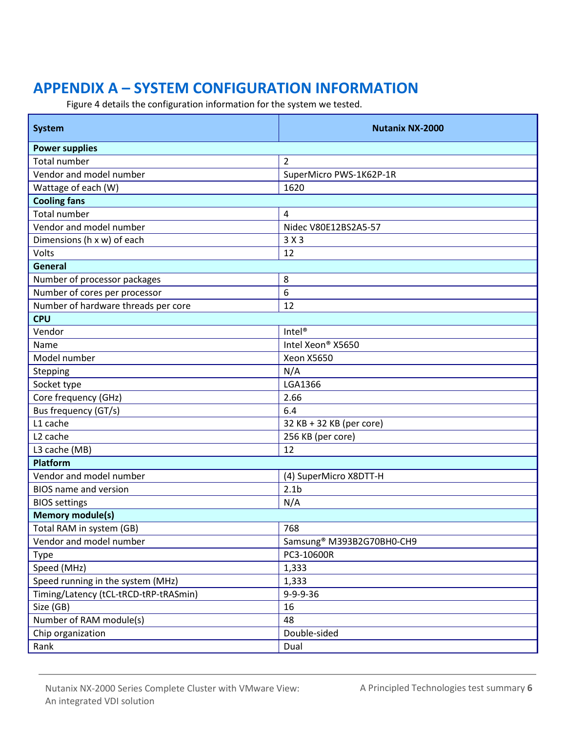# APPENDIX A – SYSTEM CONFIGURATION INFORMATION

Figure 4 details the configuration information for the system we tested.

| System | Nutanix NX-2000 |
|---|---|
| **Power supplies** | |
| Total number | 2 |
| Vendor and model number | SuperMicro PWS-1K62P-1R |
| Wattage of each (W) | 1620 |
| **Cooling fans** | |
| Total number | 4 |
| Vendor and model number | Nidec V80E12BS2A5-57 |
| Dimensions (h x w) of each | 3 X 3 |
| Volts | 12 |
| **General** | |
| Number of processor packages | 8 |
| Number of cores per processor | 6 |
| Number of hardware threads per core | 12 |
| **CPU** | |
| Vendor | Intel® |
| Name | Intel Xeon® X5650 |
| Model number | Xeon X5650 |
| Stepping | N/A |
| Socket type | LGA1366 |
| Core frequency (GHz) | 2.66 |
| Bus frequency (GT/s) | 6.4 |
| L1 cache | 32 KB + 32 KB (per core) |
| L2 cache | 256 KB (per core) |
| L3 cache (MB) | 12 |
| **Platform** | |
| Vendor and model number | (4) SuperMicro X8DTT-H |
| BIOS name and version | 2.1b |
| BIOS settings | N/A |
| **Memory module(s)** | |
| Total RAM in system (GB) | 768 |
| Vendor and model number | Samsung® M393B2G70BH0-CH9 |
| Type | PC3-10600R |
| Speed (MHz) | 1,333 |
| Speed running in the system (MHz) | 1,333 |
| Timing/Latency (tCL-tRCD-tRP-tRASmin) | 9-9-9-36 |
| Size (GB) | 16 |
| Number of RAM module(s) | 48 |
| Chip organization | Double-sided |
| Rank | Dual |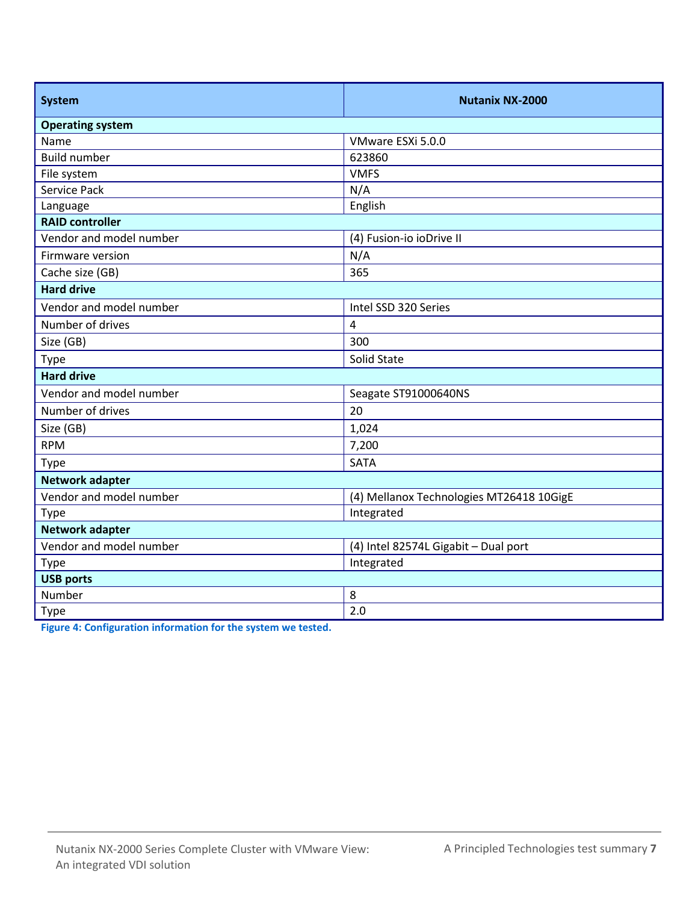| System | Nutanix NX-2000 |
| --- | --- |
| **Operating system** | |
| Name | VMware ESXi 5.0.0 |
| Build number | 623860 |
| File system | VMFS |
| Service Pack | N/A |
| Language | English |
| **RAID controller** | |
| Vendor and model number | (4) Fusion-io ioDrive II |
| Firmware version | N/A |
| Cache size (GB) | 365 |
| **Hard drive** | |
| Vendor and model number | Intel SSD 320 Series |
| Number of drives | 4 |
| Size (GB) | 300 |
| Type | Solid State |
| **Hard drive** | |
| Vendor and model number | Seagate ST91000640NS |
| Number of drives | 20 |
| Size (GB) | 1,024 |
| RPM | 7,200 |
| Type | SATA |
| **Network adapter** | |
| Vendor and model number | (4) Mellanox Technologies MT26418 10GigE |
| Type | Integrated |
| **Network adapter** | |
| Vendor and model number | (4) Intel 82574L Gigabit – Dual port |
| Type | Integrated |
| **USB ports** | |
| Number | 8 |
| Type | 2.0 |

**Figure 4: Configuration information for the system we tested.**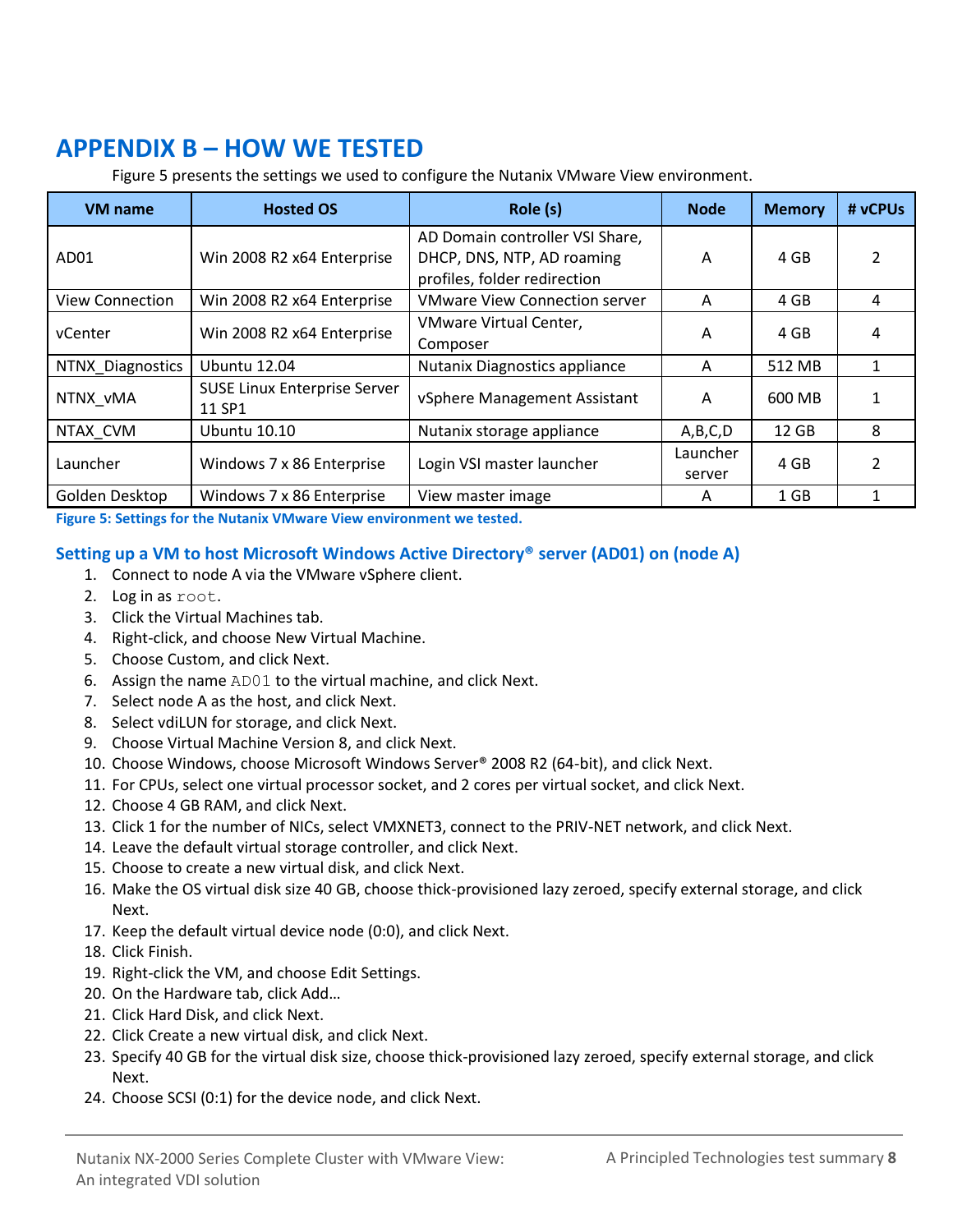# APPENDIX B – HOW WE TESTED

Figure 5 presents the settings we used to configure the Nutanix VMware View environment.

| VM name | Hosted OS | Role (s) | Node | Memory | # vCPUs |
|---|---|---|---|---|---|
| AD01 | Win 2008 R2 x64 Enterprise | AD Domain controller VSI Share, DHCP, DNS, NTP, AD roaming profiles, folder redirection | A | 4 GB | 2 |
| View Connection | Win 2008 R2 x64 Enterprise | VMware View Connection server | A | 4 GB | 4 |
| vCenter | Win 2008 R2 x64 Enterprise | VMware Virtual Center, Composer | A | 4 GB | 4 |
| NTNX_Diagnostics | Ubuntu 12.04 | Nutanix Diagnostics appliance | A | 512 MB | 1 |
| NTNX_vMA | SUSE Linux Enterprise Server 11 SP1 | vSphere Management Assistant | A | 600 MB | 1 |
| NTAX_CVM | Ubuntu 10.10 | Nutanix storage appliance | A,B,C,D | 12 GB | 8 |
| Launcher | Windows 7 x 86 Enterprise | Login VSI master launcher | Launcher server | 4 GB | 2 |
| Golden Desktop | Windows 7 x 86 Enterprise | View master image | A | 1 GB | 1 |

**Figure 5: Settings for the Nutanix VMware View environment we tested.**

### Setting up a VM to host Microsoft Windows Active Directory® server (AD01) on (node A)

1. Connect to node A via the VMware vSphere client.
2. Log in as `root`.
3. Click the Virtual Machines tab.
4. Right-click, and choose New Virtual Machine.
5. Choose Custom, and click Next.
6. Assign the name `AD01` to the virtual machine, and click Next.
7. Select node A as the host, and click Next.
8. Select vdiLUN for storage, and click Next.
9. Choose Virtual Machine Version 8, and click Next.
10. Choose Windows, choose Microsoft Windows Server® 2008 R2 (64-bit), and click Next.
11. For CPUs, select one virtual processor socket, and 2 cores per virtual socket, and click Next.
12. Choose 4 GB RAM, and click Next.
13. Click 1 for the number of NICs, select VMXNET3, connect to the PRIV-NET network, and click Next.
14. Leave the default virtual storage controller, and click Next.
15. Choose to create a new virtual disk, and click Next.
16. Make the OS virtual disk size 40 GB, choose thick-provisioned lazy zeroed, specify external storage, and click Next.
17. Keep the default virtual device node (0:0), and click Next.
18. Click Finish.
19. Right-click the VM, and choose Edit Settings.
20. On the Hardware tab, click Add…
21. Click Hard Disk, and click Next.
22. Click Create a new virtual disk, and click Next.
23. Specify 40 GB for the virtual disk size, choose thick-provisioned lazy zeroed, specify external storage, and click Next.
24. Choose SCSI (0:1) for the device node, and click Next.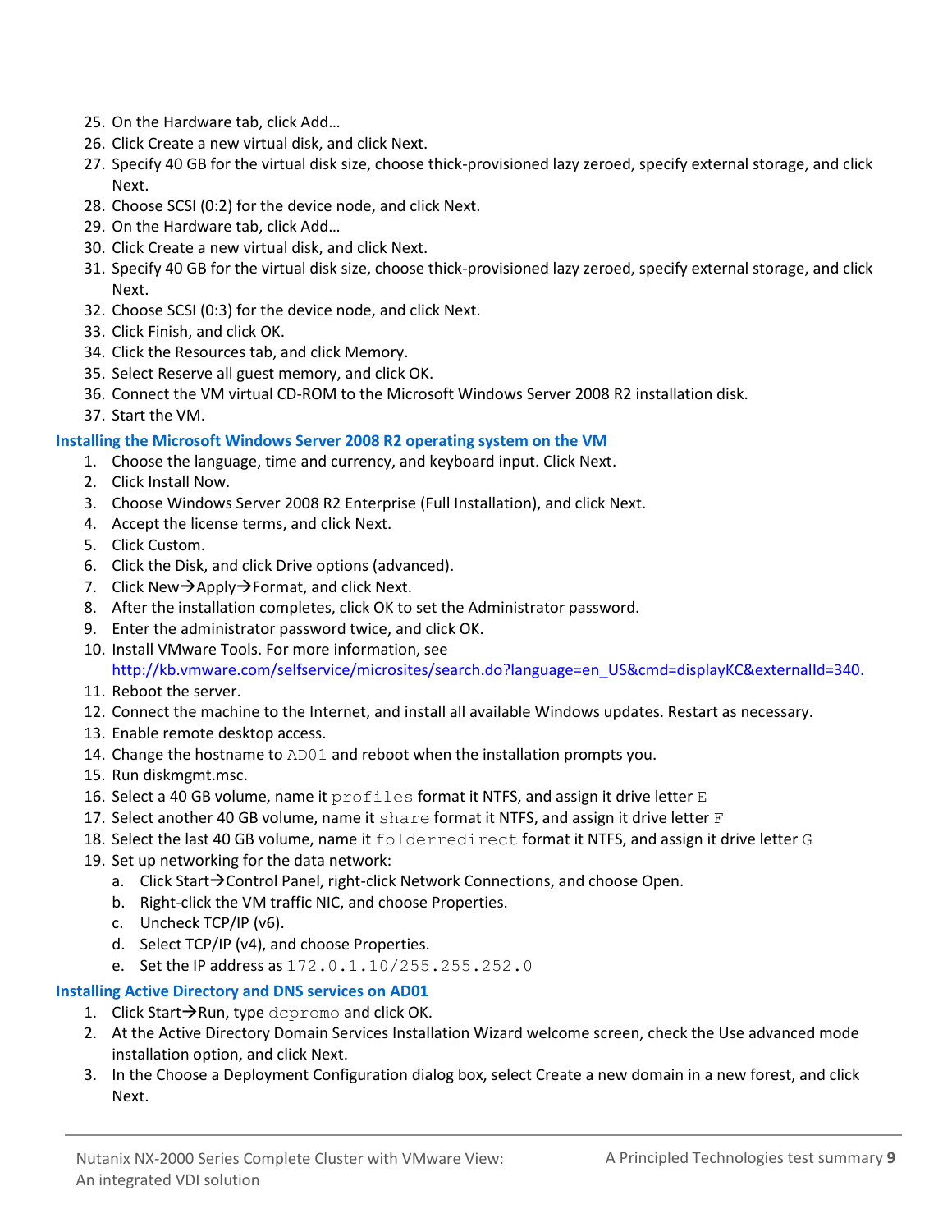25. On the Hardware tab, click Add…
26. Click Create a new virtual disk, and click Next.
27. Specify 40 GB for the virtual disk size, choose thick-provisioned lazy zeroed, specify external storage, and click Next.
28. Choose SCSI (0:2) for the device node, and click Next.
29. On the Hardware tab, click Add…
30. Click Create a new virtual disk, and click Next.
31. Specify 40 GB for the virtual disk size, choose thick-provisioned lazy zeroed, specify external storage, and click Next.
32. Choose SCSI (0:3) for the device node, and click Next.
33. Click Finish, and click OK.
34. Click the Resources tab, and click Memory.
35. Select Reserve all guest memory, and click OK.
36. Connect the VM virtual CD-ROM to the Microsoft Windows Server 2008 R2 installation disk.
37. Start the VM.

### Installing the Microsoft Windows Server 2008 R2 operating system on the VM

1. Choose the language, time and currency, and keyboard input. Click Next.
2. Click Install Now.
3. Choose Windows Server 2008 R2 Enterprise (Full Installation), and click Next.
4. Accept the license terms, and click Next.
5. Click Custom.
6. Click the Disk, and click Drive options (advanced).
7. Click New→Apply→Format, and click Next.
8. After the installation completes, click OK to set the Administrator password.
9. Enter the administrator password twice, and click OK.
10. Install VMware Tools. For more information, see http://kb.vmware.com/selfservice/microsites/search.do?language=en_US&cmd=displayKC&externalId=340.
11. Reboot the server.
12. Connect the machine to the Internet, and install all available Windows updates. Restart as necessary.
13. Enable remote desktop access.
14. Change the hostname to `AD01` and reboot when the installation prompts you.
15. Run diskmgmt.msc.
16. Select a 40 GB volume, name it `profiles` format it NTFS, and assign it drive letter `E`
17. Select another 40 GB volume, name it `share` format it NTFS, and assign it drive letter `F`
18. Select the last 40 GB volume, name it `folderredirect` format it NTFS, and assign it drive letter `G`
19. Set up networking for the data network:
    a. Click Start→Control Panel, right-click Network Connections, and choose Open.
    b. Right-click the VM traffic NIC, and choose Properties.
    c. Uncheck TCP/IP (v6).
    d. Select TCP/IP (v4), and choose Properties.
    e. Set the IP address as `172.0.1.10/255.255.252.0`

### Installing Active Directory and DNS services on AD01

1. Click Start→Run, type `dcpromo` and click OK.
2. At the Active Directory Domain Services Installation Wizard welcome screen, check the Use advanced mode installation option, and click Next.
3. In the Choose a Deployment Configuration dialog box, select Create a new domain in a new forest, and click Next.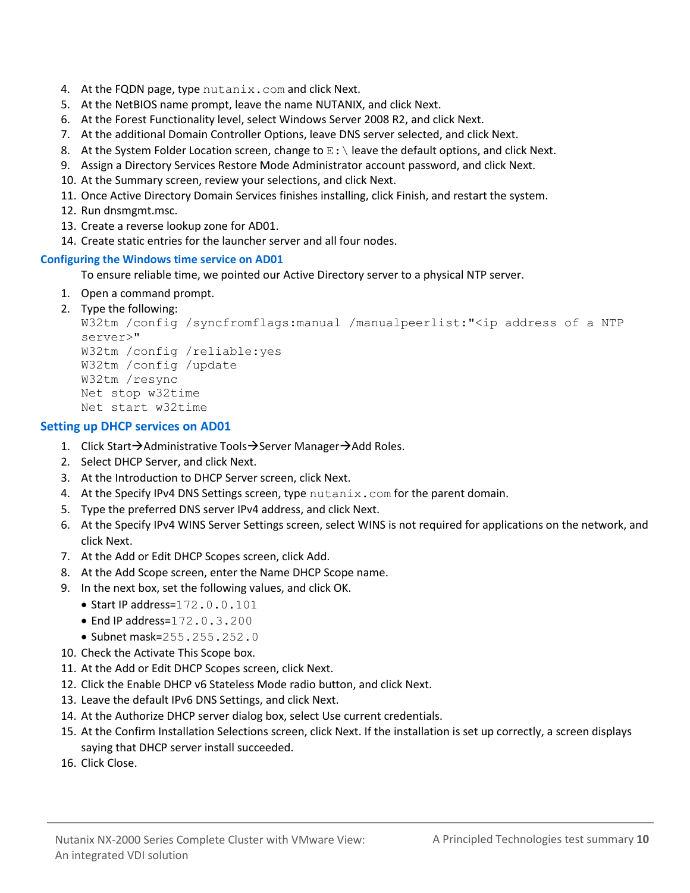4. At the FQDN page, type `nutanix.com` and click Next.
5. At the NetBIOS name prompt, leave the name NUTANIX, and click Next.
6. At the Forest Functionality level, select Windows Server 2008 R2, and click Next.
7. At the additional Domain Controller Options, leave DNS server selected, and click Next.
8. At the System Folder Location screen, change to `E:\` leave the default options, and click Next.
9. Assign a Directory Services Restore Mode Administrator account password, and click Next.
10. At the Summary screen, review your selections, and click Next.
11. Once Active Directory Domain Services finishes installing, click Finish, and restart the system.
12. Run dnsmgmt.msc.
13. Create a reverse lookup zone for AD01.
14. Create static entries for the launcher server and all four nodes.

### Configuring the Windows time service on AD01

To ensure reliable time, we pointed our Active Directory server to a physical NTP server.

1. Open a command prompt.
2. Type the following:

```
W32tm /config /syncfromflags:manual /manualpeerlist:"<ip address of a NTP
server>"
W32tm /config /reliable:yes
W32tm /config /update
W32tm /resync
Net stop w32time
Net start w32time
```

### Setting up DHCP services on AD01

1. Click Start→Administrative Tools→Server Manager→Add Roles.
2. Select DHCP Server, and click Next.
3. At the Introduction to DHCP Server screen, click Next.
4. At the Specify IPv4 DNS Settings screen, type `nutanix.com` for the parent domain.
5. Type the preferred DNS server IPv4 address, and click Next.
6. At the Specify IPv4 WINS Server Settings screen, select WINS is not required for applications on the network, and click Next.
7. At the Add or Edit DHCP Scopes screen, click Add.
8. At the Add Scope screen, enter the Name DHCP Scope name.
9. In the next box, set the following values, and click OK.
   - Start IP address=`172.0.0.101`
   - End IP address=`172.0.3.200`
   - Subnet mask=`255.255.252.0`
10. Check the Activate This Scope box.
11. At the Add or Edit DHCP Scopes screen, click Next.
12. Click the Enable DHCP v6 Stateless Mode radio button, and click Next.
13. Leave the default IPv6 DNS Settings, and click Next.
14. At the Authorize DHCP server dialog box, select Use current credentials.
15. At the Confirm Installation Selections screen, click Next. If the installation is set up correctly, a screen displays saying that DHCP server install succeeded.
16. Click Close.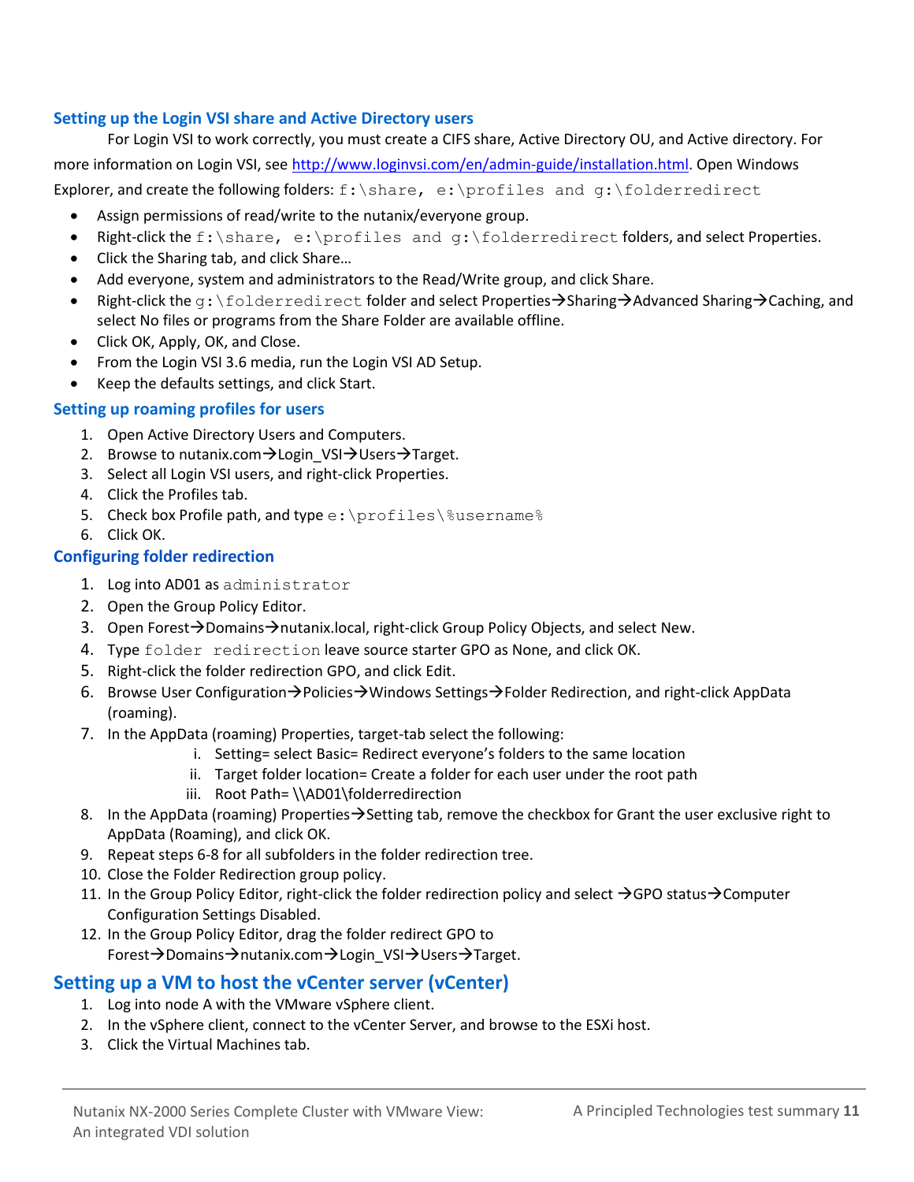### Setting up the Login VSI share and Active Directory users

For Login VSI to work correctly, you must create a CIFS share, Active Directory OU, and Active directory. For more information on Login VSI, see http://www.loginvsi.com/en/admin-guide/installation.html. Open Windows Explorer, and create the following folders: `f:\share, e:\profiles and g:\folderredirect`

- Assign permissions of read/write to the nutanix/everyone group.
- Right-click the `f:\share, e:\profiles and g:\folderredirect` folders, and select Properties.
- Click the Sharing tab, and click Share…
- Add everyone, system and administrators to the Read/Write group, and click Share.
- Right-click the `g:\folderredirect` folder and select Properties→Sharing→Advanced Sharing→Caching, and select No files or programs from the Share Folder are available offline.
- Click OK, Apply, OK, and Close.
- From the Login VSI 3.6 media, run the Login VSI AD Setup.
- Keep the defaults settings, and click Start.

### Setting up roaming profiles for users

1. Open Active Directory Users and Computers.
2. Browse to nutanix.com→Login_VSI→Users→Target.
3. Select all Login VSI users, and right-click Properties.
4. Click the Profiles tab.
5. Check box Profile path, and type `e:\profiles\%username%`
6. Click OK.

### Configuring folder redirection

1. Log into AD01 as `administrator`
2. Open the Group Policy Editor.
3. Open Forest→Domains→nutanix.local, right-click Group Policy Objects, and select New.
4. Type `folder redirection` leave source starter GPO as None, and click OK.
5. Right-click the folder redirection GPO, and click Edit.
6. Browse User Configuration→Policies→Windows Settings→Folder Redirection, and right-click AppData (roaming).
7. In the AppData (roaming) Properties, target-tab select the following:
   1. Setting= select Basic= Redirect everyone's folders to the same location
   2. Target folder location= Create a folder for each user under the root path
   3. Root Path= \\AD01\folderredirection
8. In the AppData (roaming) Properties→Setting tab, remove the checkbox for Grant the user exclusive right to AppData (Roaming), and click OK.
9. Repeat steps 6-8 for all subfolders in the folder redirection tree.
10. Close the Folder Redirection group policy.
11. In the Group Policy Editor, right-click the folder redirection policy and select →GPO status→Computer Configuration Settings Disabled.
12. In the Group Policy Editor, drag the folder redirect GPO to Forest→Domains→nutanix.com→Login_VSI→Users→Target.

## Setting up a VM to host the vCenter server (vCenter)

1. Log into node A with the VMware vSphere client.
2. In the vSphere client, connect to the vCenter Server, and browse to the ESXi host.
3. Click the Virtual Machines tab.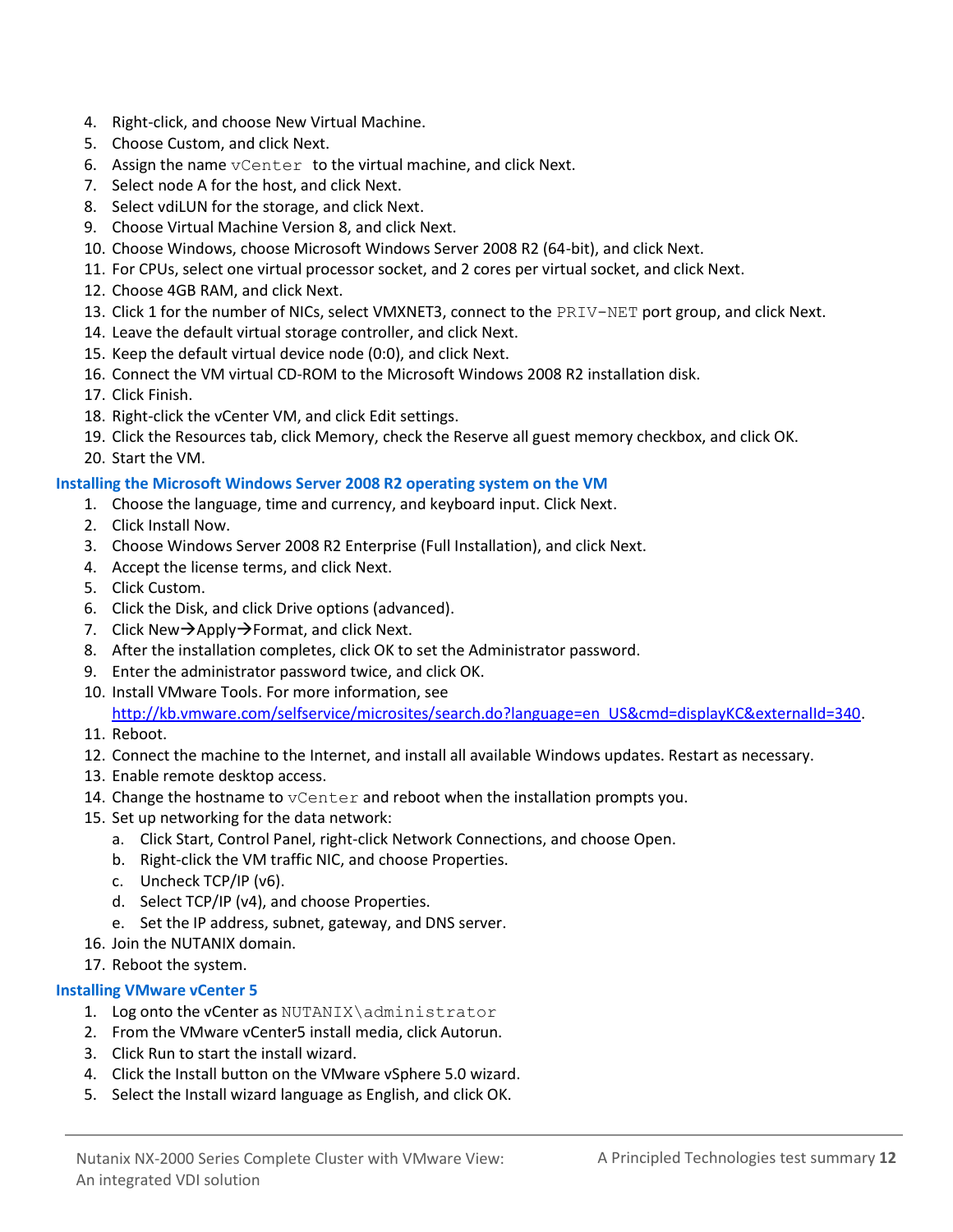4. Right-click, and choose New Virtual Machine.
5. Choose Custom, and click Next.
6. Assign the name `vCenter` to the virtual machine, and click Next.
7. Select node A for the host, and click Next.
8. Select vdiLUN for the storage, and click Next.
9. Choose Virtual Machine Version 8, and click Next.
10. Choose Windows, choose Microsoft Windows Server 2008 R2 (64-bit), and click Next.
11. For CPUs, select one virtual processor socket, and 2 cores per virtual socket, and click Next.
12. Choose 4GB RAM, and click Next.
13. Click 1 for the number of NICs, select VMXNET3, connect to the `PRIV-NET` port group, and click Next.
14. Leave the default virtual storage controller, and click Next.
15. Keep the default virtual device node (0:0), and click Next.
16. Connect the VM virtual CD-ROM to the Microsoft Windows 2008 R2 installation disk.
17. Click Finish.
18. Right-click the vCenter VM, and click Edit settings.
19. Click the Resources tab, click Memory, check the Reserve all guest memory checkbox, and click OK.
20. Start the VM.

### Installing the Microsoft Windows Server 2008 R2 operating system on the VM

1. Choose the language, time and currency, and keyboard input. Click Next.
2. Click Install Now.
3. Choose Windows Server 2008 R2 Enterprise (Full Installation), and click Next.
4. Accept the license terms, and click Next.
5. Click Custom.
6. Click the Disk, and click Drive options (advanced).
7. Click New→Apply→Format, and click Next.
8. After the installation completes, click OK to set the Administrator password.
9. Enter the administrator password twice, and click OK.
10. Install VMware Tools. For more information, see http://kb.vmware.com/selfservice/microsites/search.do?language=en_US&cmd=displayKC&externalId=340.
11. Reboot.
12. Connect the machine to the Internet, and install all available Windows updates. Restart as necessary.
13. Enable remote desktop access.
14. Change the hostname to `vCenter` and reboot when the installation prompts you.
15. Set up networking for the data network:
    a. Click Start, Control Panel, right-click Network Connections, and choose Open.
    b. Right-click the VM traffic NIC, and choose Properties.
    c. Uncheck TCP/IP (v6).
    d. Select TCP/IP (v4), and choose Properties.
    e. Set the IP address, subnet, gateway, and DNS server.
16. Join the NUTANIX domain.
17. Reboot the system.

### Installing VMware vCenter 5

1. Log onto the vCenter as `NUTANIX\administrator`
2. From the VMware vCenter5 install media, click Autorun.
3. Click Run to start the install wizard.
4. Click the Install button on the VMware vSphere 5.0 wizard.
5. Select the Install wizard language as English, and click OK.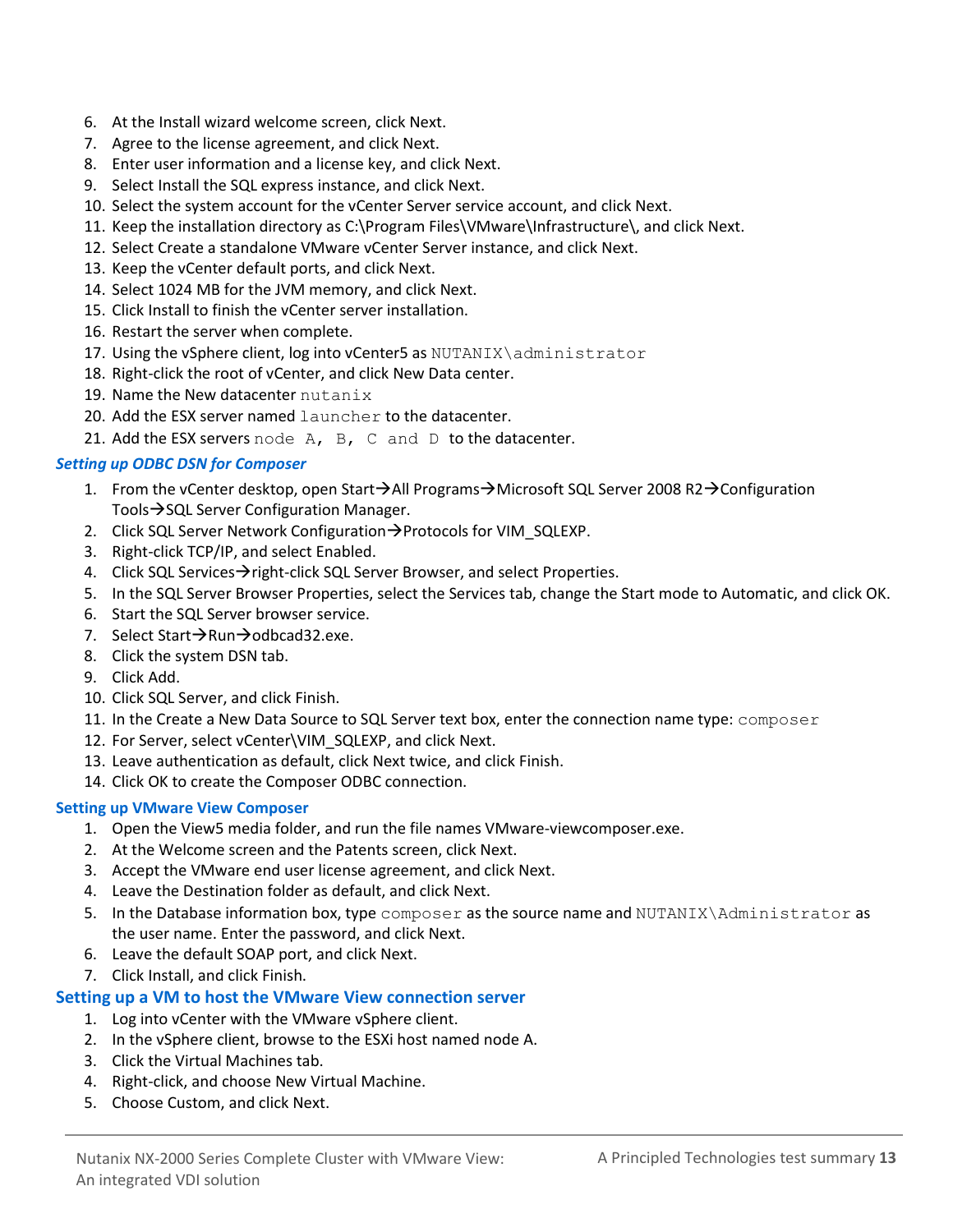6. At the Install wizard welcome screen, click Next.
7. Agree to the license agreement, and click Next.
8. Enter user information and a license key, and click Next.
9. Select Install the SQL express instance, and click Next.
10. Select the system account for the vCenter Server service account, and click Next.
11. Keep the installation directory as C:\Program Files\VMware\Infrastructure\, and click Next.
12. Select Create a standalone VMware vCenter Server instance, and click Next.
13. Keep the vCenter default ports, and click Next.
14. Select 1024 MB for the JVM memory, and click Next.
15. Click Install to finish the vCenter server installation.
16. Restart the server when complete.
17. Using the vSphere client, log into vCenter5 as `NUTANIX\administrator`
18. Right-click the root of vCenter, and click New Data center.
19. Name the New datacenter `nutanix`
20. Add the ESX server named `launcher` to the datacenter.
21. Add the ESX servers `node A, B, C and D` to the datacenter.

### *Setting up ODBC DSN for Composer*

1. From the vCenter desktop, open Start→All Programs→Microsoft SQL Server 2008 R2→Configuration Tools→SQL Server Configuration Manager.
2. Click SQL Server Network Configuration→Protocols for VIM_SQLEXP.
3. Right-click TCP/IP, and select Enabled.
4. Click SQL Services→right-click SQL Server Browser, and select Properties.
5. In the SQL Server Browser Properties, select the Services tab, change the Start mode to Automatic, and click OK.
6. Start the SQL Server browser service.
7. Select Start→Run→odbcad32.exe.
8. Click the system DSN tab.
9. Click Add.
10. Click SQL Server, and click Finish.
11. In the Create a New Data Source to SQL Server text box, enter the connection name type: `composer`
12. For Server, select vCenter\VIM_SQLEXP, and click Next.
13. Leave authentication as default, click Next twice, and click Finish.
14. Click OK to create the Composer ODBC connection.

### Setting up VMware View Composer

1. Open the View5 media folder, and run the file names VMware-viewcomposer.exe.
2. At the Welcome screen and the Patents screen, click Next.
3. Accept the VMware end user license agreement, and click Next.
4. Leave the Destination folder as default, and click Next.
5. In the Database information box, type `composer` as the source name and `NUTANIX\Administrator` as the user name. Enter the password, and click Next.
6. Leave the default SOAP port, and click Next.
7. Click Install, and click Finish.

### Setting up a VM to host the VMware View connection server

1. Log into vCenter with the VMware vSphere client.
2. In the vSphere client, browse to the ESXi host named node A.
3. Click the Virtual Machines tab.
4. Right-click, and choose New Virtual Machine.
5. Choose Custom, and click Next.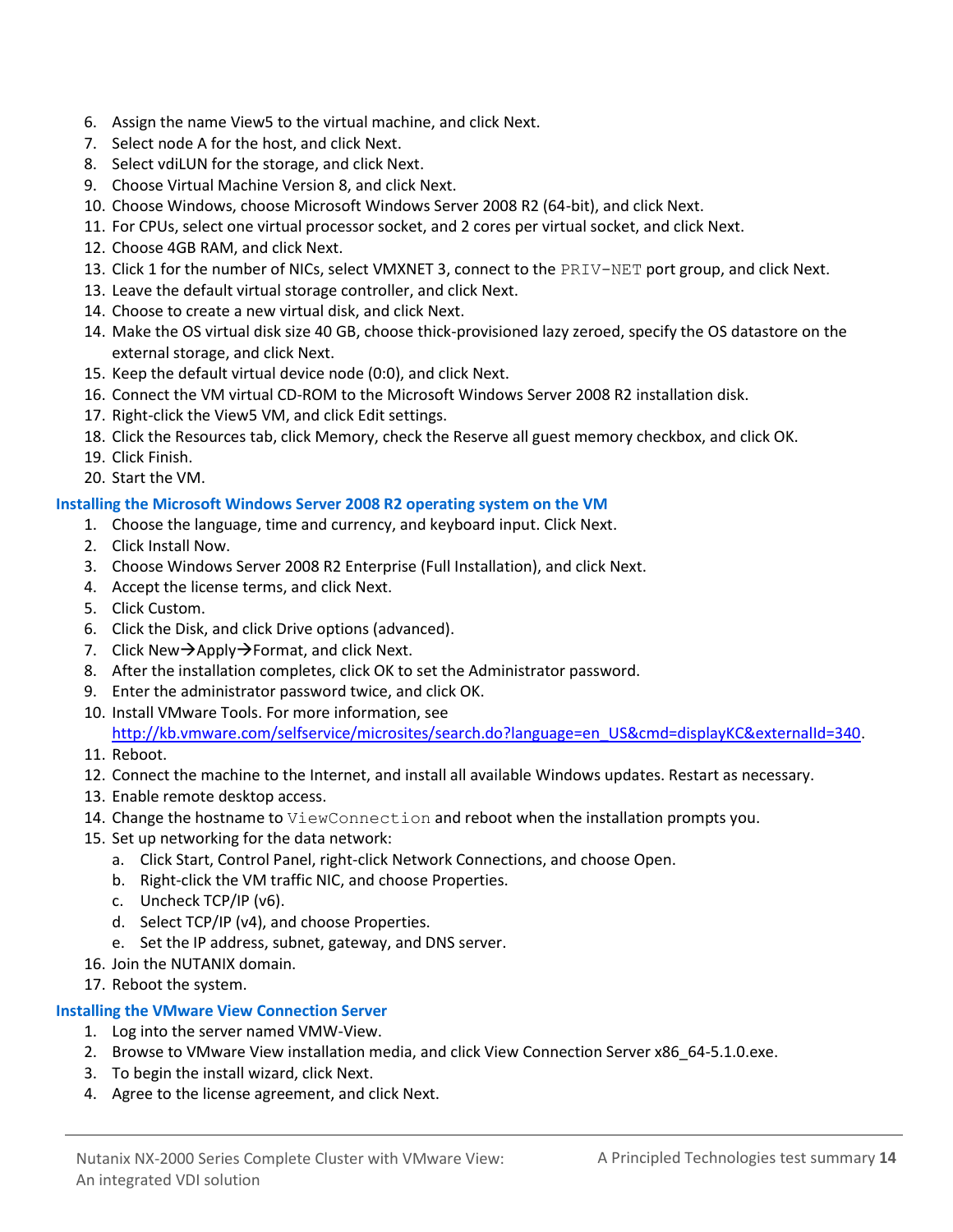6. Assign the name View5 to the virtual machine, and click Next.
7. Select node A for the host, and click Next.
8. Select vdiLUN for the storage, and click Next.
9. Choose Virtual Machine Version 8, and click Next.
10. Choose Windows, choose Microsoft Windows Server 2008 R2 (64-bit), and click Next.
11. For CPUs, select one virtual processor socket, and 2 cores per virtual socket, and click Next.
12. Choose 4GB RAM, and click Next.
13. Click 1 for the number of NICs, select VMXNET 3, connect to the `PRIV-NET` port group, and click Next.
13. Leave the default virtual storage controller, and click Next.
14. Choose to create a new virtual disk, and click Next.
14. Make the OS virtual disk size 40 GB, choose thick-provisioned lazy zeroed, specify the OS datastore on the external storage, and click Next.
15. Keep the default virtual device node (0:0), and click Next.
16. Connect the VM virtual CD-ROM to the Microsoft Windows Server 2008 R2 installation disk.
17. Right-click the View5 VM, and click Edit settings.
18. Click the Resources tab, click Memory, check the Reserve all guest memory checkbox, and click OK.
19. Click Finish.
20. Start the VM.

### Installing the Microsoft Windows Server 2008 R2 operating system on the VM

1. Choose the language, time and currency, and keyboard input. Click Next.
2. Click Install Now.
3. Choose Windows Server 2008 R2 Enterprise (Full Installation), and click Next.
4. Accept the license terms, and click Next.
5. Click Custom.
6. Click the Disk, and click Drive options (advanced).
7. Click New→Apply→Format, and click Next.
8. After the installation completes, click OK to set the Administrator password.
9. Enter the administrator password twice, and click OK.
10. Install VMware Tools. For more information, see http://kb.vmware.com/selfservice/microsites/search.do?language=en_US&cmd=displayKC&externalId=340.
11. Reboot.
12. Connect the machine to the Internet, and install all available Windows updates. Restart as necessary.
13. Enable remote desktop access.
14. Change the hostname to `ViewConnection` and reboot when the installation prompts you.
15. Set up networking for the data network:
    a. Click Start, Control Panel, right-click Network Connections, and choose Open.
    b. Right-click the VM traffic NIC, and choose Properties.
    c. Uncheck TCP/IP (v6).
    d. Select TCP/IP (v4), and choose Properties.
    e. Set the IP address, subnet, gateway, and DNS server.
16. Join the NUTANIX domain.
17. Reboot the system.

### Installing the VMware View Connection Server

1. Log into the server named VMW-View.
2. Browse to VMware View installation media, and click View Connection Server x86_64-5.1.0.exe.
3. To begin the install wizard, click Next.
4. Agree to the license agreement, and click Next.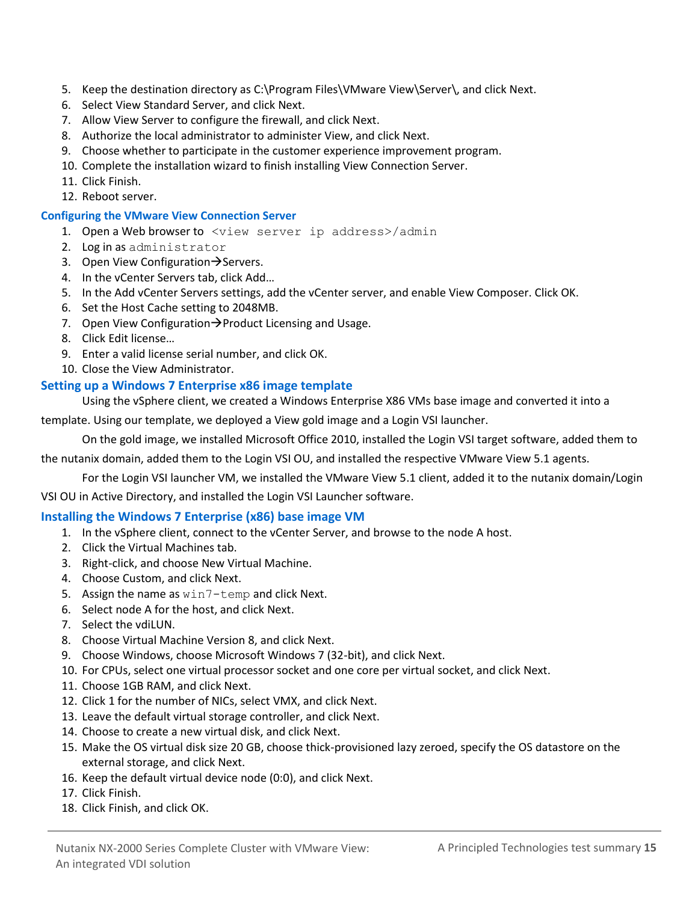5. Keep the destination directory as C:\Program Files\VMware View\Server\, and click Next.
6. Select View Standard Server, and click Next.
7. Allow View Server to configure the firewall, and click Next.
8. Authorize the local administrator to administer View, and click Next.
9. Choose whether to participate in the customer experience improvement program.
10. Complete the installation wizard to finish installing View Connection Server.
11. Click Finish.
12. Reboot server.

### Configuring the VMware View Connection Server

1. Open a Web browser to `<view server ip address>/admin`
2. Log in as `administrator`
3. Open View Configuration→Servers.
4. In the vCenter Servers tab, click Add…
5. In the Add vCenter Servers settings, add the vCenter server, and enable View Composer. Click OK.
6. Set the Host Cache setting to 2048MB.
7. Open View Configuration→Product Licensing and Usage.
8. Click Edit license…
9. Enter a valid license serial number, and click OK.
10. Close the View Administrator.

## Setting up a Windows 7 Enterprise x86 image template

Using the vSphere client, we created a Windows Enterprise X86 VMs base image and converted it into a template. Using our template, we deployed a View gold image and a Login VSI launcher.

On the gold image, we installed Microsoft Office 2010, installed the Login VSI target software, added them to the nutanix domain, added them to the Login VSI OU, and installed the respective VMware View 5.1 agents.

For the Login VSI launcher VM, we installed the VMware View 5.1 client, added it to the nutanix domain/Login VSI OU in Active Directory, and installed the Login VSI Launcher software.

## Installing the Windows 7 Enterprise (x86) base image VM

1. In the vSphere client, connect to the vCenter Server, and browse to the node A host.
2. Click the Virtual Machines tab.
3. Right-click, and choose New Virtual Machine.
4. Choose Custom, and click Next.
5. Assign the name as `win7-temp` and click Next.
6. Select node A for the host, and click Next.
7. Select the vdiLUN.
8. Choose Virtual Machine Version 8, and click Next.
9. Choose Windows, choose Microsoft Windows 7 (32-bit), and click Next.
10. For CPUs, select one virtual processor socket and one core per virtual socket, and click Next.
11. Choose 1GB RAM, and click Next.
12. Click 1 for the number of NICs, select VMX, and click Next.
13. Leave the default virtual storage controller, and click Next.
14. Choose to create a new virtual disk, and click Next.
15. Make the OS virtual disk size 20 GB, choose thick-provisioned lazy zeroed, specify the OS datastore on the external storage, and click Next.
16. Keep the default virtual device node (0:0), and click Next.
17. Click Finish.
18. Click Finish, and click OK.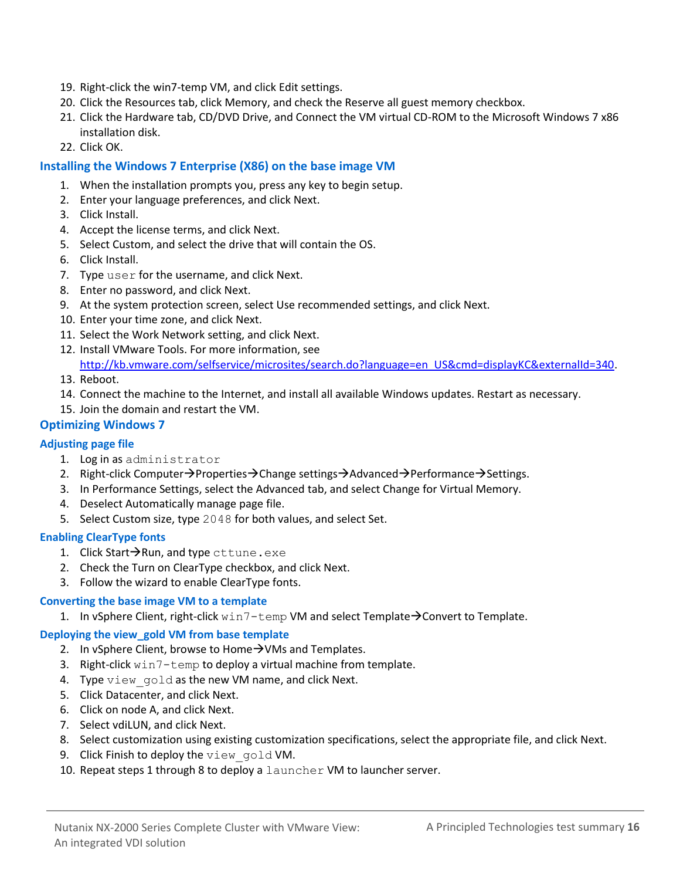19. Right-click the win7-temp VM, and click Edit settings.
20. Click the Resources tab, click Memory, and check the Reserve all guest memory checkbox.
21. Click the Hardware tab, CD/DVD Drive, and Connect the VM virtual CD-ROM to the Microsoft Windows 7 x86 installation disk.
22. Click OK.

### Installing the Windows 7 Enterprise (X86) on the base image VM

1. When the installation prompts you, press any key to begin setup.
2. Enter your language preferences, and click Next.
3. Click Install.
4. Accept the license terms, and click Next.
5. Select Custom, and select the drive that will contain the OS.
6. Click Install.
7. Type `user` for the username, and click Next.
8. Enter no password, and click Next.
9. At the system protection screen, select Use recommended settings, and click Next.
10. Enter your time zone, and click Next.
11. Select the Work Network setting, and click Next.
12. Install VMware Tools. For more information, see http://kb.vmware.com/selfservice/microsites/search.do?language=en_US&cmd=displayKC&externalId=340.
13. Reboot.
14. Connect the machine to the Internet, and install all available Windows updates. Restart as necessary.
15. Join the domain and restart the VM.

### Optimizing Windows 7

#### Adjusting page file

1. Log in as `administrator`
2. Right-click Computer→Properties→Change settings→Advanced→Performance→Settings.
3. In Performance Settings, select the Advanced tab, and select Change for Virtual Memory.
4. Deselect Automatically manage page file.
5. Select Custom size, type `2048` for both values, and select Set.

#### Enabling ClearType fonts

1. Click Start→Run, and type `cttune.exe`
2. Check the Turn on ClearType checkbox, and click Next.
3. Follow the wizard to enable ClearType fonts.

#### Converting the base image VM to a template

1. In vSphere Client, right-click `win7-temp` VM and select Template→Convert to Template.

#### Deploying the view_gold VM from base template

2. In vSphere Client, browse to Home→VMs and Templates.
3. Right-click `win7-temp` to deploy a virtual machine from template.
4. Type `view_gold` as the new VM name, and click Next.
5. Click Datacenter, and click Next.
6. Click on node A, and click Next.
7. Select vdiLUN, and click Next.
8. Select customization using existing customization specifications, select the appropriate file, and click Next.
9. Click Finish to deploy the `view_gold` VM.
10. Repeat steps 1 through 8 to deploy a `launcher` VM to launcher server.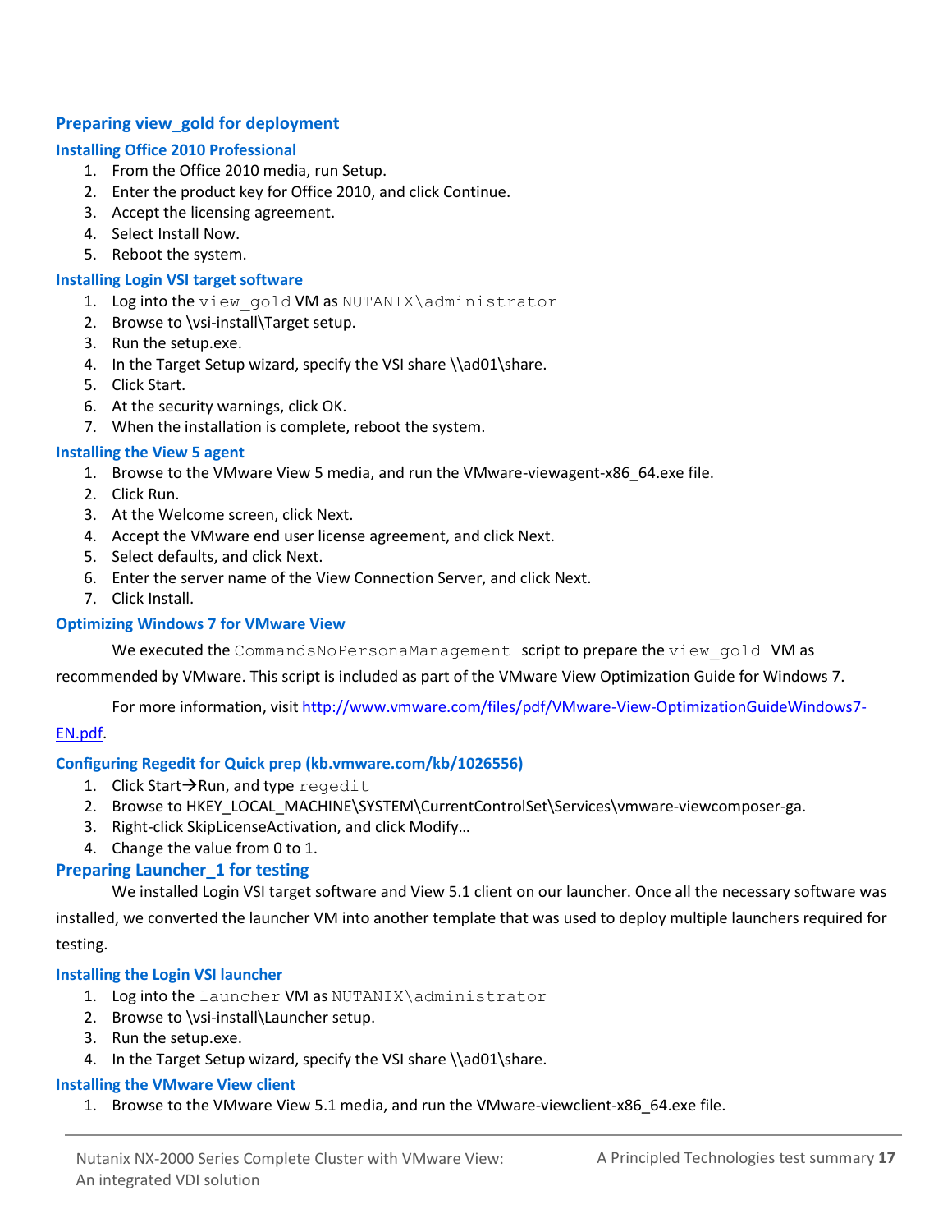## Preparing view_gold for deployment

### Installing Office 2010 Professional

1. From the Office 2010 media, run Setup.
2. Enter the product key for Office 2010, and click Continue.
3. Accept the licensing agreement.
4. Select Install Now.
5. Reboot the system.

### Installing Login VSI target software

1. Log into the `view_gold` VM as `NUTANIX\administrator`
2. Browse to \vsi-install\Target setup.
3. Run the setup.exe.
4. In the Target Setup wizard, specify the VSI share \\ad01\share.
5. Click Start.
6. At the security warnings, click OK.
7. When the installation is complete, reboot the system.

### Installing the View 5 agent

1. Browse to the VMware View 5 media, and run the VMware-viewagent-x86_64.exe file.
2. Click Run.
3. At the Welcome screen, click Next.
4. Accept the VMware end user license agreement, and click Next.
5. Select defaults, and click Next.
6. Enter the server name of the View Connection Server, and click Next.
7. Click Install.

### Optimizing Windows 7 for VMware View

We executed the `CommandsNoPersonaManagement` script to prepare the `view_gold` VM as recommended by VMware. This script is included as part of the VMware View Optimization Guide for Windows 7.

For more information, visit http://www.vmware.com/files/pdf/VMware-View-OptimizationGuideWindows7-EN.pdf.

### Configuring Regedit for Quick prep (kb.vmware.com/kb/1026556)

1. Click Start→Run, and type `regedit`
2. Browse to HKEY_LOCAL_MACHINE\SYSTEM\CurrentControlSet\Services\vmware-viewcomposer-ga.
3. Right-click SkipLicenseActivation, and click Modify…
4. Change the value from 0 to 1.

## Preparing Launcher_1 for testing

We installed Login VSI target software and View 5.1 client on our launcher. Once all the necessary software was installed, we converted the launcher VM into another template that was used to deploy multiple launchers required for testing.

### Installing the Login VSI launcher

1. Log into the `launcher` VM as `NUTANIX\administrator`
2. Browse to \vsi-install\Launcher setup.
3. Run the setup.exe.
4. In the Target Setup wizard, specify the VSI share \\ad01\share.

### Installing the VMware View client

1. Browse to the VMware View 5.1 media, and run the VMware-viewclient-x86_64.exe file.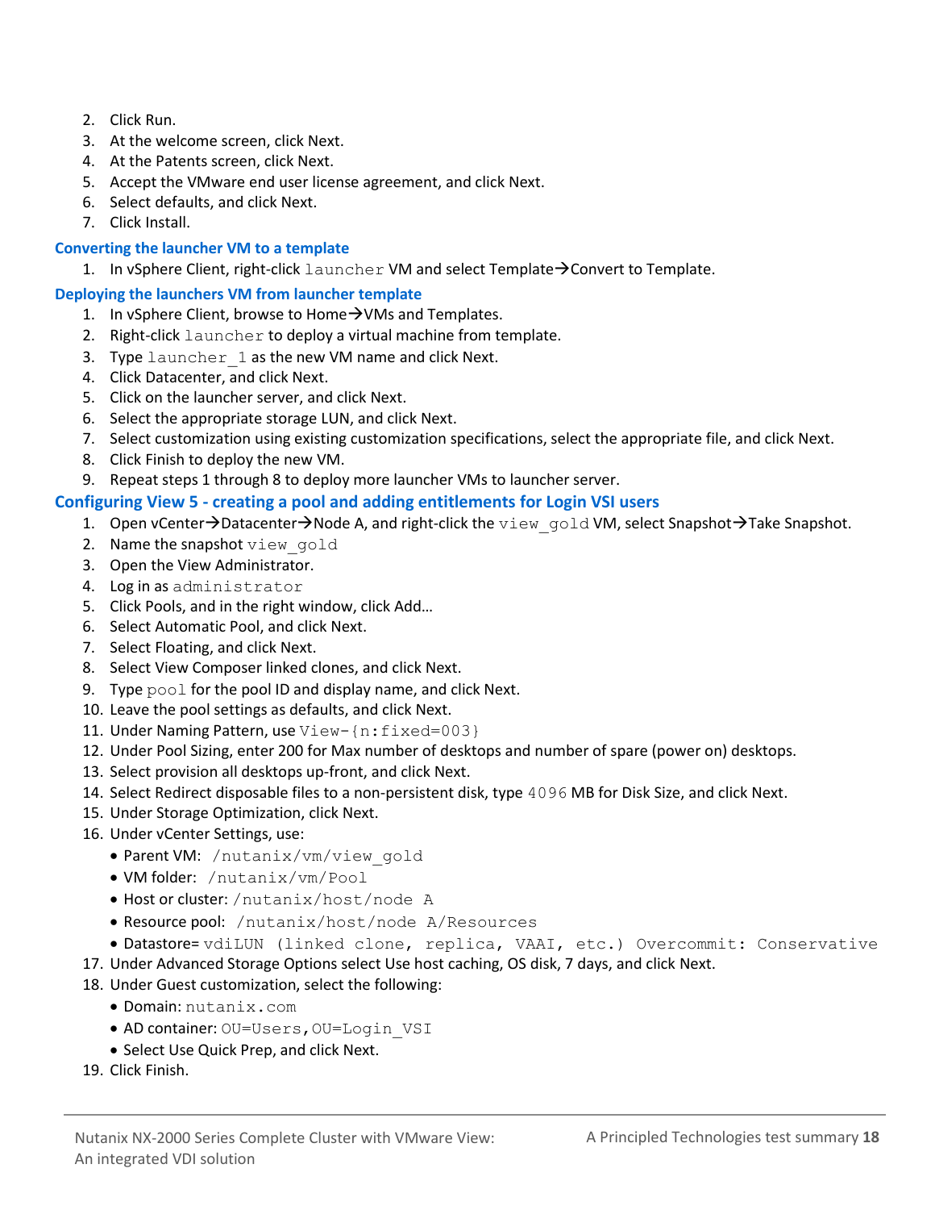2. Click Run.
3. At the welcome screen, click Next.
4. At the Patents screen, click Next.
5. Accept the VMware end user license agreement, and click Next.
6. Select defaults, and click Next.
7. Click Install.

### Converting the launcher VM to a template

1. In vSphere Client, right-click `launcher` VM and select Template→Convert to Template.

### Deploying the launchers VM from launcher template

1. In vSphere Client, browse to Home→VMs and Templates.
2. Right-click `launcher` to deploy a virtual machine from template.
3. Type `launcher_1` as the new VM name and click Next.
4. Click Datacenter, and click Next.
5. Click on the launcher server, and click Next.
6. Select the appropriate storage LUN, and click Next.
7. Select customization using existing customization specifications, select the appropriate file, and click Next.
8. Click Finish to deploy the new VM.
9. Repeat steps 1 through 8 to deploy more launcher VMs to launcher server.

### Configuring View 5 - creating a pool and adding entitlements for Login VSI users

1. Open vCenter→Datacenter→Node A, and right-click the `view_gold` VM, select Snapshot→Take Snapshot.
2. Name the snapshot `view_gold`
3. Open the View Administrator.
4. Log in as `administrator`
5. Click Pools, and in the right window, click Add…
6. Select Automatic Pool, and click Next.
7. Select Floating, and click Next.
8. Select View Composer linked clones, and click Next.
9. Type `pool` for the pool ID and display name, and click Next.
10. Leave the pool settings as defaults, and click Next.
11. Under Naming Pattern, use `View-{n:fixed=003}`
12. Under Pool Sizing, enter 200 for Max number of desktops and number of spare (power on) desktops.
13. Select provision all desktops up-front, and click Next.
14. Select Redirect disposable files to a non-persistent disk, type `4096` MB for Disk Size, and click Next.
15. Under Storage Optimization, click Next.
16. Under vCenter Settings, use:
    - Parent VM: `/nutanix/vm/view_gold`
    - VM folder: `/nutanix/vm/Pool`
    - Host or cluster: `/nutanix/host/node A`
    - Resource pool: `/nutanix/host/node A/Resources`
    - Datastore= `vdiLUN (linked clone, replica, VAAI, etc.) Overcommit: Conservative`
17. Under Advanced Storage Options select Use host caching, OS disk, 7 days, and click Next.
18. Under Guest customization, select the following:
    - Domain: `nutanix.com`
    - AD container: `OU=Users,OU=Login_VSI`
    - Select Use Quick Prep, and click Next.
19. Click Finish.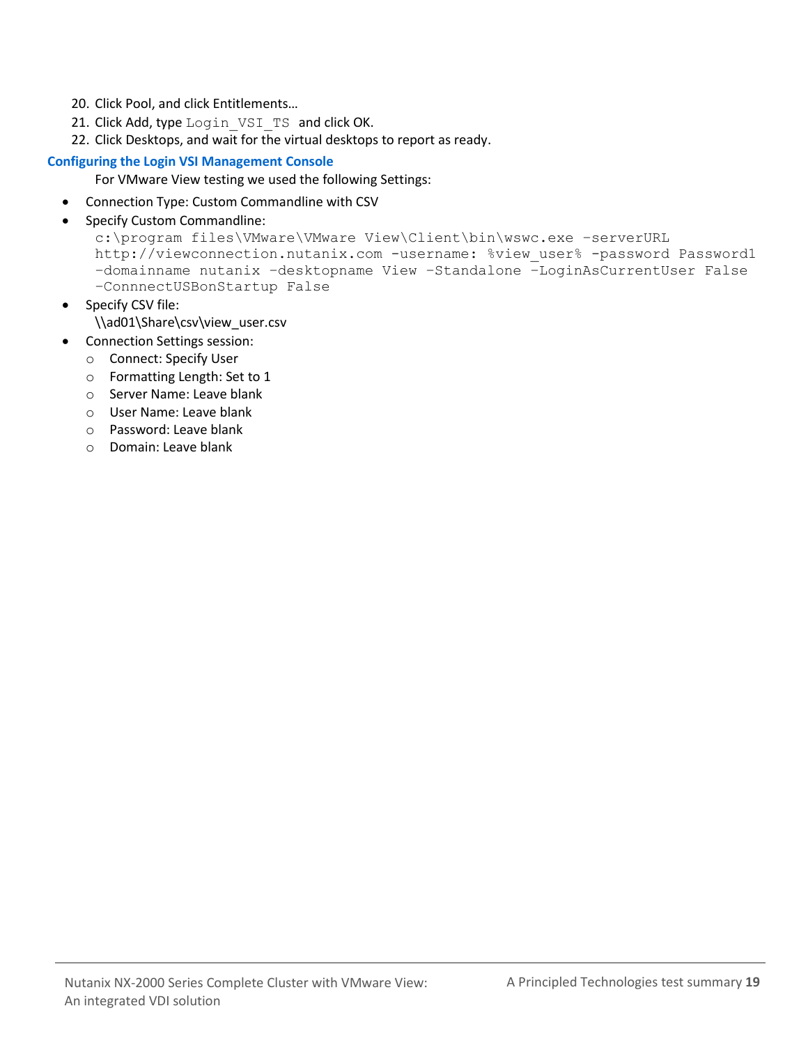20. Click Pool, and click Entitlements…
21. Click Add, type `Login_VSI_TS` and click OK.
22. Click Desktops, and wait for the virtual desktops to report as ready.

### Configuring the Login VSI Management Console

For VMware View testing we used the following Settings:

- Connection Type: Custom Commandline with CSV
- Specify Custom Commandline:

  ```
  c:\program files\VMware\VMware View\Client\bin\wswc.exe -serverURL
  http://viewconnection.nutanix.com -username: %view_user% -password Password1
  -domainname nutanix -desktopname View -Standalone -LoginAsCurrentUser False
  -ConnnectUSBonStartup False
  ```
- Specify CSV file:
  \\ad01\Share\csv\view_user.csv
- Connection Settings session:
  - Connect: Specify User
  - Formatting Length: Set to 1
  - Server Name: Leave blank
  - User Name: Leave blank
  - Password: Leave blank
  - Domain: Leave blank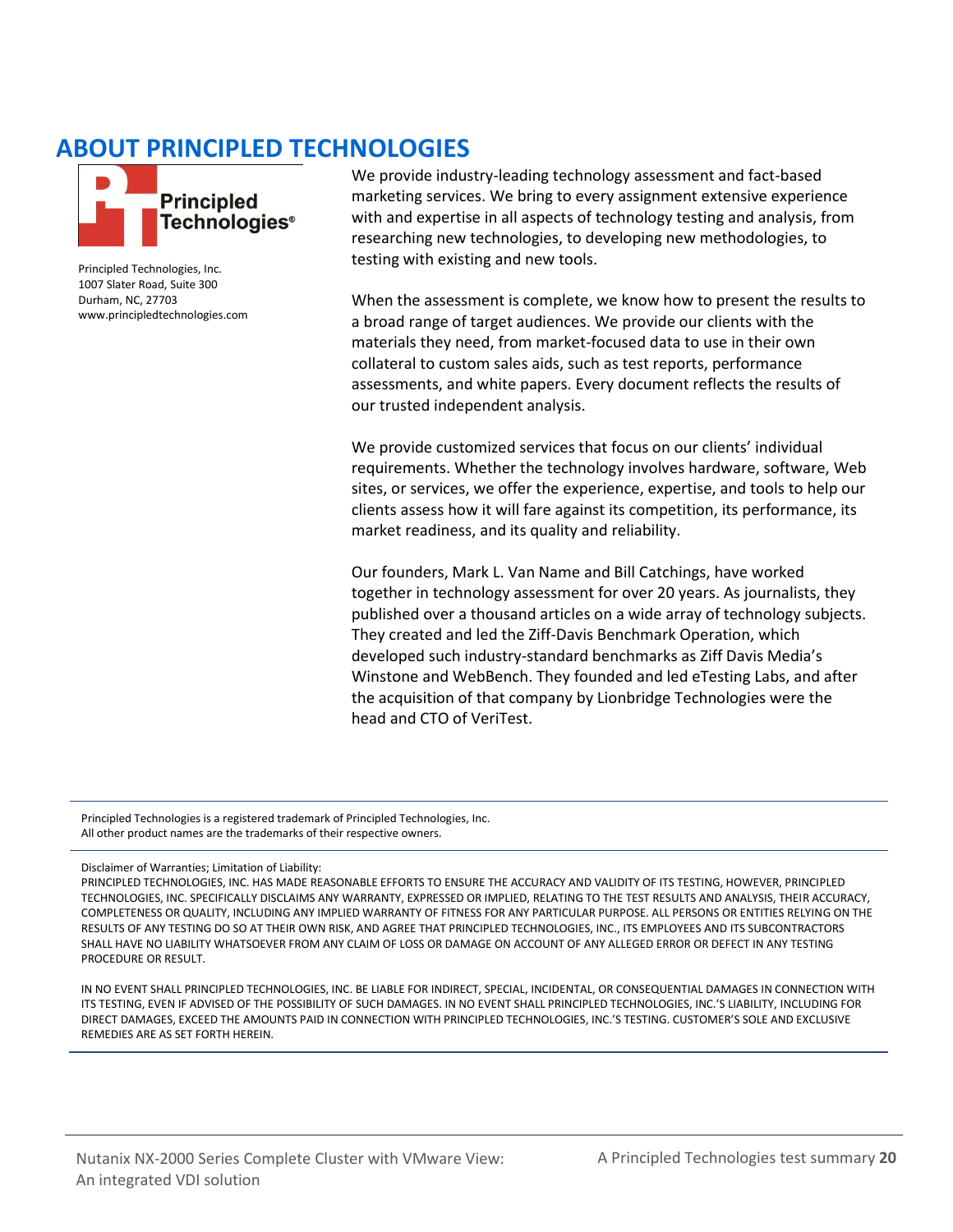## ABOUT PRINCIPLED TECHNOLOGIES

Principled Technologies, Inc.
1007 Slater Road, Suite 300
Durham, NC, 27703
www.principledtechnologies.com

We provide industry-leading technology assessment and fact-based marketing services. We bring to every assignment extensive experience with and expertise in all aspects of technology testing and analysis, from researching new technologies, to developing new methodologies, to testing with existing and new tools.

When the assessment is complete, we know how to present the results to a broad range of target audiences. We provide our clients with the materials they need, from market-focused data to use in their own collateral to custom sales aids, such as test reports, performance assessments, and white papers. Every document reflects the results of our trusted independent analysis.

We provide customized services that focus on our clients' individual requirements. Whether the technology involves hardware, software, Web sites, or services, we offer the experience, expertise, and tools to help our clients assess how it will fare against its competition, its performance, its market readiness, and its quality and reliability.

Our founders, Mark L. Van Name and Bill Catchings, have worked together in technology assessment for over 20 years. As journalists, they published over a thousand articles on a wide array of technology subjects. They created and led the Ziff-Davis Benchmark Operation, which developed such industry-standard benchmarks as Ziff Davis Media's Winstone and WebBench. They founded and led eTesting Labs, and after the acquisition of that company by Lionbridge Technologies were the head and CTO of VeriTest.

Principled Technologies is a registered trademark of Principled Technologies, Inc.
All other product names are the trademarks of their respective owners.

Disclaimer of Warranties; Limitation of Liability:
PRINCIPLED TECHNOLOGIES, INC. HAS MADE REASONABLE EFFORTS TO ENSURE THE ACCURACY AND VALIDITY OF ITS TESTING, HOWEVER, PRINCIPLED TECHNOLOGIES, INC. SPECIFICALLY DISCLAIMS ANY WARRANTY, EXPRESSED OR IMPLIED, RELATING TO THE TEST RESULTS AND ANALYSIS, THEIR ACCURACY, COMPLETENESS OR QUALITY, INCLUDING ANY IMPLIED WARRANTY OF FITNESS FOR ANY PARTICULAR PURPOSE. ALL PERSONS OR ENTITIES RELYING ON THE RESULTS OF ANY TESTING DO SO AT THEIR OWN RISK, AND AGREE THAT PRINCIPLED TECHNOLOGIES, INC., ITS EMPLOYEES AND ITS SUBCONTRACTORS SHALL HAVE NO LIABILITY WHATSOEVER FROM ANY CLAIM OF LOSS OR DAMAGE ON ACCOUNT OF ANY ALLEGED ERROR OR DEFECT IN ANY TESTING PROCEDURE OR RESULT.

IN NO EVENT SHALL PRINCIPLED TECHNOLOGIES, INC. BE LIABLE FOR INDIRECT, SPECIAL, INCIDENTAL, OR CONSEQUENTIAL DAMAGES IN CONNECTION WITH ITS TESTING, EVEN IF ADVISED OF THE POSSIBILITY OF SUCH DAMAGES. IN NO EVENT SHALL PRINCIPLED TECHNOLOGIES, INC.'S LIABILITY, INCLUDING FOR DIRECT DAMAGES, EXCEED THE AMOUNTS PAID IN CONNECTION WITH PRINCIPLED TECHNOLOGIES, INC.'S TESTING. CUSTOMER'S SOLE AND EXCLUSIVE REMEDIES ARE AS SET FORTH HEREIN.